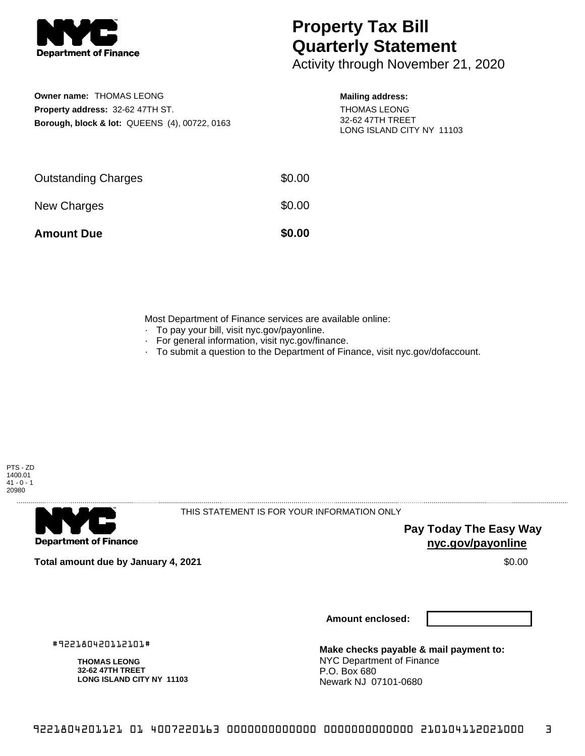# Property Tax Bill Quarterly Statement

Activity through November 21, 2020

**Owner name:** THOMAS LEONG
**Property address:** 32-62 47TH ST.
**Borough, block & lot:** QUEENS (4), 00722, 0163

**Mailing address:**
THOMAS LEONG
32-62 47TH TREET
LONG ISLAND CITY NY 11103

| | |
|---|---|
| Outstanding Charges | $0.00 |
| New Charges | $0.00 |
| **Amount Due** | **$0.00** |

Most Department of Finance services are available online:

- To pay your bill, visit nyc.gov/payonline.
- For general information, visit nyc.gov/finance.
- To submit a question to the Department of Finance, visit nyc.gov/dofaccount.

PTS - ZD
1400.01
41 - 0 - 1
20980

THIS STATEMENT IS FOR YOUR INFORMATION ONLY

**Pay Today The Easy Way**
**nyc.gov/payonline**

**Total amount due by January 4, 2021** $0.00

**Amount enclosed:**

#922180420112101#

**THOMAS LEONG**
**32-62 47TH TREET**
**LONG ISLAND CITY NY 11103**

**Make checks payable & mail payment to:**
NYC Department of Finance
P.O. Box 680
Newark NJ 07101-0680

9221804201121 01 4007220163 0000000000000 0000000000000 210104112021000 3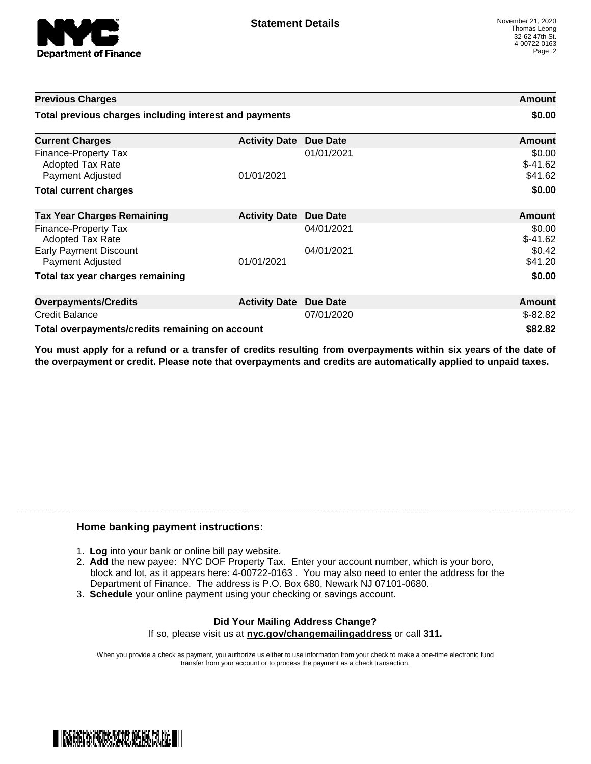## Statement Details

November 21, 2020
Thomas Leong
32-62 47th St.
4-00722-0163

| Previous Charges | | | Amount |
|---|---|---|---|
| **Total previous charges including interest and payments** | | | **$0.00** |

| Current Charges | Activity Date | Due Date | Amount |
|---|---|---|---|
| Finance-Property Tax | | 01/01/2021 | $0.00 |
| Adopted Tax Rate | | | $-41.62 |
| Payment Adjusted | 01/01/2021 | | $41.62 |
| **Total current charges** | | | **$0.00** |

| Tax Year Charges Remaining | Activity Date | Due Date | Amount |
|---|---|---|---|
| Finance-Property Tax | | 04/01/2021 | $0.00 |
| Adopted Tax Rate | | | $-41.62 |
| Early Payment Discount | | 04/01/2021 | $0.42 |
| Payment Adjusted | 01/01/2021 | | $41.20 |
| **Total tax year charges remaining** | | | **$0.00** |

| Overpayments/Credits | Activity Date | Due Date | Amount |
|---|---|---|---|
| Credit Balance | | 07/01/2020 | $-82.82 |
| **Total overpayments/credits remaining on account** | | | **$82.82** |

**You must apply for a refund or a transfer of credits resulting from overpayments within six years of the date of the overpayment or credit. Please note that overpayments and credits are automatically applied to unpaid taxes.**

### Home banking payment instructions:

1. **Log** into your bank or online bill pay website.
2. **Add** the new payee: NYC DOF Property Tax. Enter your account number, which is your boro, block and lot, as it appears here: 4-00722-0163 . You may also need to enter the address for the Department of Finance. The address is P.O. Box 680, Newark NJ 07101-0680.
3. **Schedule** your online payment using your checking or savings account.

**Did Your Mailing Address Change?**
If so, please visit us at **nyc.gov/changemailingaddress** or call **311.**

When you provide a check as payment, you authorize us either to use information from your check to make a one-time electronic fund transfer from your account or to process the payment as a check transaction.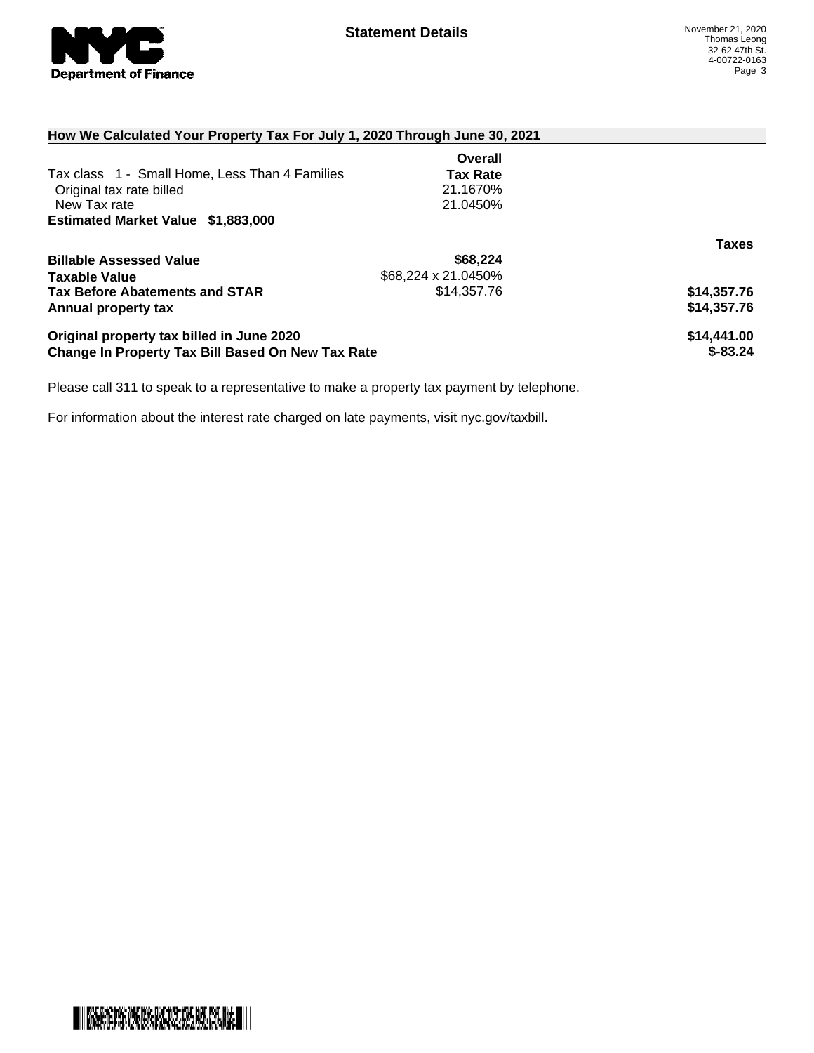## Statement Details

November 21, 2020
Thomas Leong
32-62 47th St.
4-00722-0163

### How We Calculated Your Property Tax For July 1, 2020 Through June 30, 2021

| | Overall Tax Rate | |
|---|---|---|
| Tax class 1 - Small Home, Less Than 4 Families | | |
| Original tax rate billed | 21.1670% | |
| New Tax rate | 21.0450% | |
| **Estimated Market Value $1,883,000** | | |
| | | **Taxes** |
| **Billable Assessed Value** | **$68,224** | |
| **Taxable Value** | $68,224 x 21.0450% | |
| **Tax Before Abatements and STAR** | $14,357.76 | **$14,357.76** |
| **Annual property tax** | | **$14,357.76** |
| **Original property tax billed in June 2020** | | **$14,441.00** |
| **Change In Property Tax Bill Based On New Tax Rate** | | **$-83.24** |

Please call 311 to speak to a representative to make a property tax payment by telephone.

For information about the interest rate charged on late payments, visit nyc.gov/taxbill.